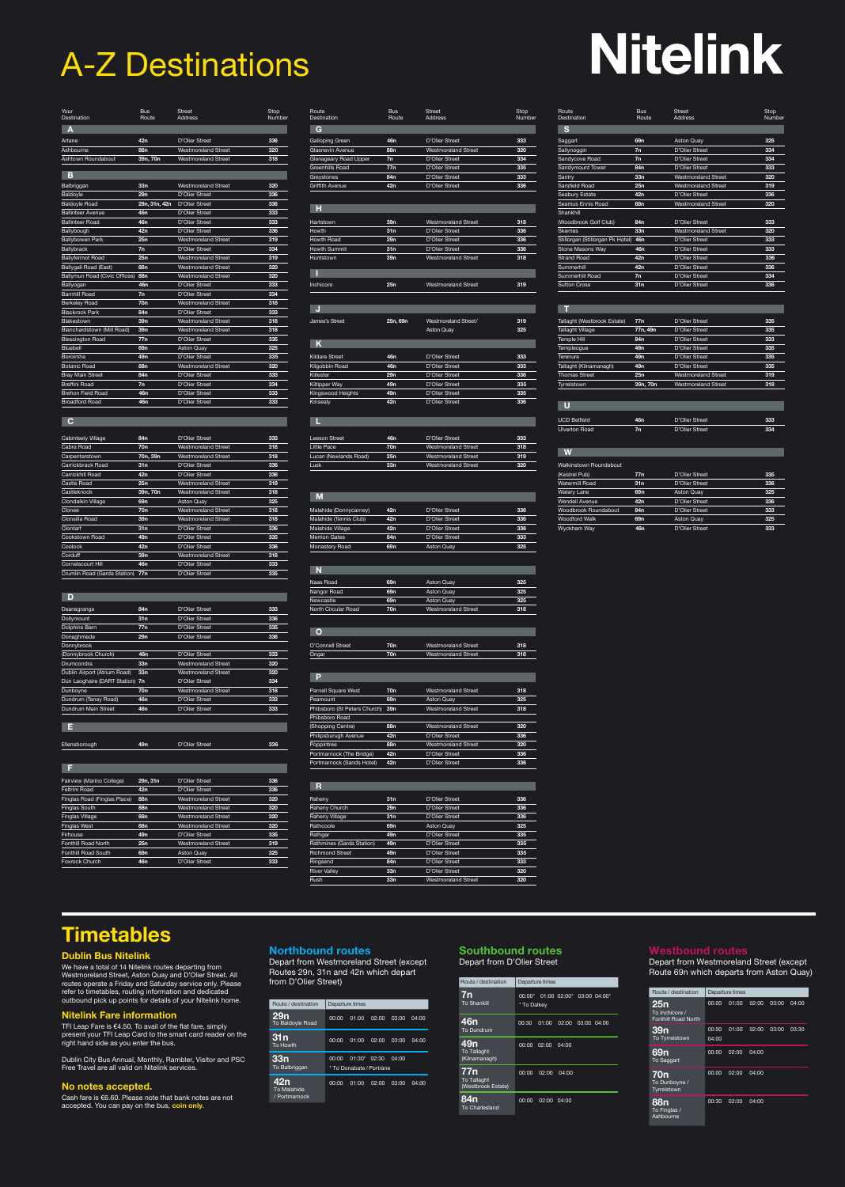# A-Z Destinations

# Nitelink

| Your Destination | Bus Route | Street Address | Stop Number |
|---|---|---|---|
| **A** | | | |
| Artane | 42n | D'Olier Street | 336 |
| Ashbourne | 88n | Westmoreland Street | 320 |
| Ashtown Roundabout | 39n, 70n | Westmoreland Street | 318 |
| **B** | | | |
| Balbriggan | 33n | Westmoreland Street | 320 |
| Baldoyle | 29n | D'Olier Street | 336 |
| Baldoyle Road | 29n, 31n, 42n | D'Olier Street | 336 |
| Ballinteer Avenue | 46n | D'Olier Street | 333 |
| Ballinteer Road | 46n | D'Olier Street | 333 |
| Ballybough | 42n | D'Olier Street | 336 |
| Ballybowen Park | 25n | Westmoreland Street | 319 |
| Ballybrack | 7n | D'Olier Street | 334 |
| Ballyfermot Road | 25n | Westmoreland Street | 319 |
| Ballygall Road (East) | 88n | Westmoreland Street | 320 |
| Ballymun Road (Civic Offices) | 88n | Westmoreland Street | 320 |
| Ballyogan | 46n | D'Olier Street | 333 |
| Barnhill Road | 7n | D'Olier Street | 334 |
| Berkeley Road | 70n | Westmoreland Street | 318 |
| Blackrock Park | 84n | D'Olier Street | 333 |
| Blakestown | 39n | Westmoreland Street | 318 |
| Blanchardstown (Mill Road) | 39n | Westmoreland Street | 318 |
| Blessington Road | 77n | D'Olier Street | 335 |
| Bluebell | 69n | Aston Quay | 325 |
| Boroimhe | 49n | D'Olier Street | 335 |
| Botanic Road | 88n | Westmoreland Street | 320 |
| Bray Main Street | 84n | D'Olier Street | 333 |
| Breffni Road | 7n | D'Olier Street | 334 |
| Brehon Field Road | 46n | D'Olier Street | 333 |
| Broadford Road | 46n | D'Olier Street | 333 |
| **C** | | | |
| Cabinteely Village | 84n | D'Olier Street | 333 |
| Cabra Road | 70n | Westmoreland Street | 318 |
| Carpenterstown | 70n, 39n | Westmoreland Street | 318 |
| Carrickbrack Road | 31n | D'Olier Street | 336 |
| Carrickhill Road | 42n | D'Olier Street | 336 |
| Castle Road | 25n | Westmoreland Street | 319 |
| Castleknock | 39n, 70n | Westmoreland Street | 318 |
| Clondalkin Village | 69n | Aston Quay | 325 |
| Clonee | 70n | Westmoreland Street | 318 |
| Clonsilla Road | 39n | Westmoreland Street | 318 |
| Clontarf | 31n | D'Olier Street | 336 |
| Cookstown Road | 49n | D'Olier Street | 335 |
| Coolock | 42n | D'Olier Street | 336 |
| Corduff | 39n | Westmoreland Street | 318 |
| Cornelscourt Hill | 46n | D'Olier Street | 333 |
| Crumlin Road (Garda Station) | 77n | D'Olier Street | 335 |
| **D** | | | |
| Deansgrange | 84n | D'Olier Street | 333 |
| Dollymount | 31n | D'Olier Street | 336 |
| Dolphins Barn | 77n | D'Olier Street | 335 |
| Donaghmede | 29n | D'Olier Street | 336 |
| Donnybrook (Donnybrook Church) | 46n | D'Olier Street | 333 |
| Drumcondra | 33n | Westmoreland Street | 320 |
| Dublin Airport (Atrium Road) | 33n | Westmoreland Street | 320 |
| Dún Laoghaire (DART Station) | 7n | D'Olier Street | 334 |
| Dunboyne | 70n | Westmoreland Street | 318 |
| Dundrum (Taney Road) | 46n | D'Olier Street | 333 |
| Dundrum Main Street | 46n | D'Olier Street | 333 |
| **E** | | | |
| Ellensborough | 49n | D'Olier Street | 336 |
| **F** | | | |
| Fairview (Marino College) | 29n, 31n | D'Olier Street | 336 |
| Feltrim Road | 42n | D'Olier Street | 336 |
| Finglas Road (Finglas Place) | 88n | Westmoreland Street | 320 |
| Finglas South | 88n | Westmoreland Street | 320 |
| Finglas Village | 88n | Westmoreland Street | 320 |
| Finglas West | 88n | Westmoreland Street | 320 |
| Firhouse | 49n | D'Olier Street | 335 |
| Fonthill Road North | 25n | Westmoreland Street | 319 |
| Fonthill Road South | 69n | Aston Quay | 325 |
| Foxrock Church | 46n | D'Olier Street | 333 |
| **G** | | | |
| Galloping Green | 46n | D'Olier Street | 333 |
| Glasnevin Avenue | 88n | Westmoreland Street | 320 |
| Glenageary Road Upper | 7n | D'Olier Street | 334 |
| Greenhills Road | 77n | D'Olier Street | 335 |
| Greystones | 84n | D'Olier Street | 333 |
| Griffith Avenue | 42n | D'Olier Street | 336 |
| **H** | | | |
| Hartstown | 39n | Westmoreland Street | 318 |
| Howth | 31n | D'Olier Street | 336 |
| Howth Road | 29n | D'Olier Street | 336 |
| Howth Summit | 31n | D'Olier Street | 336 |
| Huntstown | 39n | Westmoreland Street | 318 |
| **I** | | | |
| Inchicore | 25n | Westmoreland Street | 319 |
| **J** | | | |
| James's Street | 25n, 69n | Westmoreland Street/ Aston Quay | 319 / 325 |
| **K** | | | |
| Kildare Street | 46n | D'Olier Street | 333 |
| Kilgobbin Road | 46n | D'Olier Street | 333 |
| Killester | 29n | D'Olier Street | 336 |
| Killtipper Way | 49n | D'Olier Street | 335 |
| Kingswood Heights | 49n | D'Olier Street | 335 |
| Kinsealy | 42n | D'Olier Street | 336 |
| **L** | | | |
| Leeson Street | 46n | D'Olier Street | 333 |
| Little Pace | 70n | Westmoreland Street | 318 |
| Lucan (Newlands Road) | 25n | Westmoreland Street | 319 |
| Lusk | 33n | Westmoreland Street | 320 |
| **M** | | | |
| Malahide (Donnycarney) | 42n | D'Olier Street | 336 |
| Malahide (Tennis Club) | 42n | D'Olier Street | 336 |
| Malahide Village | 42n | D'Olier Street | 336 |
| Merrion Gates | 84n | D'Olier Street | 333 |
| Monastery Road | 69n | Aston Quay | 325 |
| **N** | | | |
| Naas Road | 69n | Aston Quay | 325 |
| Nangor Road | 69n | Aston Quay | 325 |
| Newcastle | 69n | Aston Quay | 325 |
| North Circular Road | 70n | Westmoreland Street | 318 |
| **O** | | | |
| O'Connell Street | 70n | Westmoreland Street | 318 |
| Ongar | 70n | Westmoreland Street | 318 |
| **P** | | | |
| Parnell Square West | 70n | Westmoreland Street | 318 |
| Pearmount | 69n | Aston Quay | 325 |
| Phibsboro (St Peters Church) | 39n | Westmoreland Street | 318 |
| Phibsboro Road (Shopping Centre) | 88n | Westmoreland Street | 320 |
| Philipsburgh Avenue | 42n | D'Olier Street | 336 |
| Poppintree | 88n | Westmoreland Street | 320 |
| Portmarnock (The Bridge) | 42n | D'Olier Street | 336 |
| Portmarnock (Sands Hotel) | 42n | D'Olier Street | 336 |
| **R** | | | |
| Raheny | 31n | D'Olier Street | 336 |
| Raheny Church | 29n | D'Olier Street | 336 |
| Raheny Village | 31n | D'Olier Street | 336 |
| Rathcoole | 69n | Aston Quay | 325 |
| Rathgar | 49n | D'Olier Street | 335 |
| Rathmines (Garda Station) | 49n | D'Olier Street | 335 |
| Richmond Street | 49n | D'Olier Street | 335 |
| Ringsend | 84n | D'Olier Street | 333 |
| River Valley | 33n | D'Olier Street | 320 |
| Rush | 33n | Westmoreland Street | 320 |
| **S** | | | |
| Saggart | 69n | Aston Quay | 325 |
| Sallynoggin | 7n | D'Olier Street | 334 |
| Sandycove Road | 7n | D'Olier Street | 334 |
| Sandymount Tower | 84n | D'Olier Street | 333 |
| Santry | 33n | Westmoreland Street | 320 |
| Sarsfield Road | 25n | Westmoreland Street | 319 |
| Seabury Estate | 42n | D'Olier Street | 336 |
| Seamus Ennis Road | 88n | Westmoreland Street | 320 |
| Shankhill (Woodbrook Golf Club) | 84n | D'Olier Street | 333 |
| Skerries | 33n | Westmoreland Street | 320 |
| Stillorgan (Stillorgan Pk Hotel) | 46n | D'Olier Street | 333 |
| Stone Masons Way | 46n | D'Olier Street | 333 |
| Strand Road | 42n | D'Olier Street | 336 |
| Summerhill | 42n | D'Olier Street | 336 |
| Summerhill Road | 7n | D'Olier Street | 334 |
| Sutton Cross | 31n | D'Olier Street | 336 |
| **T** | | | |
| Tallaght (Westbrook Estate) | 77n | D'Olier Street | 335 |
| Tallaght Village | 77n, 49n | D'Olier Street | 335 |
| Temple Hill | 84n | D'Olier Street | 333 |
| Templeogue | 49n | D'Olier Street | 335 |
| Terenure | 49n | D'Olier Street | 335 |
| Tallaght (Kilnamanagh) | 49n | D'Olier Street | 335 |
| Thomas Street | 25n | Westmoreland Street | 319 |
| Tyrrelstown | 39n, 70n | Westmoreland Street | 318 |
| **U** | | | |
| UCD Belfield | 46n | D'Olier Street | 333 |
| Ulverton Road | 7n | D'Olier Street | 334 |
| **W** | | | |
| Walkinstown Roundabout (Kestrel Pub) | 77n | D'Olier Street | 335 |
| Watermill Road | 31n | D'Olier Street | 336 |
| Watery Lane | 69n | Aston Quay | 325 |
| Wendell Avenue | 42n | D'Olier Street | 336 |
| Woodbrook Roundabout | 84n | D'Olier Street | 333 |
| Woodford Walk | 69n | Aston Quay | 325 |
| Wyckham Way | 46n | D'Olier Street | 333 |

# Timetables

### Dublin Bus Nitelink

We have a total of 14 Nitelink routes departing from Westmoreland Street, Aston Quay and D'Olier Street. All routes operate a Friday and Saturday service only. Please refer to timetables, routing information and dedicated outbound pick up points for details of your Nitelink home.

### Nitelink Fare information

TFI Leap Fare is €4.50. To avail of the flat fare, simply present your TFI Leap Card to the smart card reader on the right hand side as you enter the bus.

Dublin City Bus Annual, Monthly, Rambler, Visitor and PSC Free Travel are all valid on Nitelink services.

### No notes accepted.

Cash fare is €6.60. Please note that bank notes are not accepted. You can pay on the bus, **coin only.**

## Northbound routes

Depart from Westmoreland Street (except Routes 29n, 31n and 42n which depart from D'Olier Street)

| Route / destination | Departure times |
|---|---|
| **29n** To Baldoyle Road | 00:00 01:00 02:00 03:00 04:00 |
| **31n** To Howth | 00:00 01:00 02:00 03:00 04:00 |
| **33n** To Balbriggan | 00:00 01:30* 02:30 04:00 * To Donabate / Portrane |
| **42n** To Malahide / Portmarnock | 00:00 01:00 02:00 03:00 04:00 |

## Southbound routes

Depart from D'Olier Street

| Route / destination | Departure times |
|---|---|
| **7n** To Shankill | 00:00* 01:00 02:00* 03:00 04:00* * To Dalkey |
| **46n** To Dundrum | 00:30 01:00 02:00 03:00 04:00 |
| **49n** To Tallaght (Kilnamanagh) | 00:00 02:00 04:00 |
| **77n** To Tallaght (Westbrook Estate) | 00:00 02:00 04:00 |
| **84n** To Charlesland | 00:00 02:00 04:00 |

## Westbound routes

Depart from Westmoreland Street (except Route 69n which departs from Aston Quay)

| Route / destination | Departure times |
|---|---|
| **25n** To Inchicore / Fonthill Road North | 00:00 01:00 02:00 03:00 04:00 |
| **39n** To Tyrrelstown | 00:00 01:00 02:00 03:00 03:30 04:00 |
| **69n** To Saggart | 00:00 02:00 04:00 |
| **70n** To Dunboyne / Tyrrelstown | 00:00 02:00 04:00 |
| **88n** To Finglas / Ashbourne | 00:30 02:00 04:00 |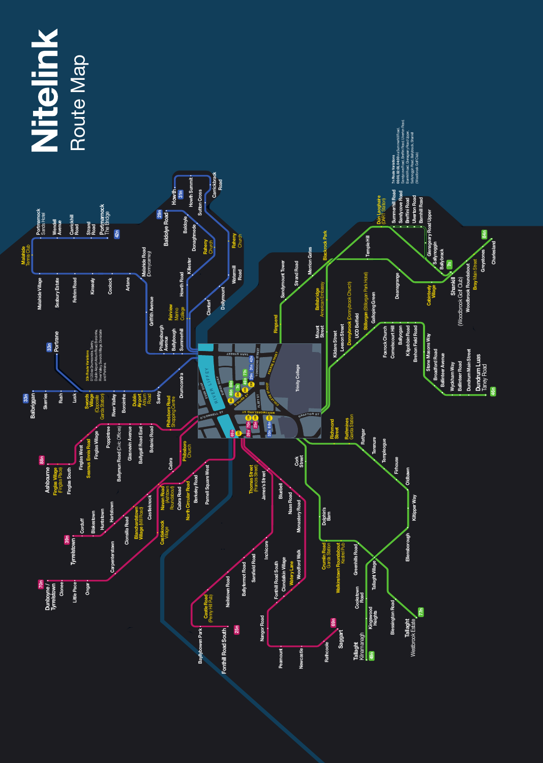# Nitelink

## Route Map

33n Route Variations
01:00 & 02:00 Departures: Santry, Dublin Airport Atrium Road, Boroimhe, River Valley, Swords Village, Donabate and Portrane.

7n Route Variations
00:00, 02:00, 04:00 via Summerhill Road, Sandycove Road, Breffini Road, Ulverton Road, Barnhill Road, Glenageary Road Upper, Sallynoggin Road, Ballybrack, Shankill (Woodbrook Golf Club)

33n Balbriggan — Skerries — Rush — Lusk — Swords Village (Opposite Garda Station) — River Valley — Boroimhe — Dublin Airport Atrium Road — Santry — Drumcondra

33n Portrane

42n Portmarnock The Bridge — Strand Road — Carrickhill Road — Wendell Avenue — Portmarnock Sands Hotel — Malahide Tennis Club — Malahide Village — Seabury Estate — Feltrim Road — Kinsealy — Coolock — Artane — Malahide Road (Donnycarney) — Griffith Avenue — Phillipsburgh Avenue — Ballybough — Summerhill

29n Baldoyle Road — Baldoyle — Donaghmede — Kilbarrack — Howth Road — Raheny Church — Watermill Road — Fairview Marino College — Clontarf — Dollymount

31n Howth — Howth Summit — Sutton Cross — Carrickbrack Road — Raheny Church

88n Ashbourne — Finglas Village (Finglas Place) — Finglas South — Finglas West — Seamus Ennis Road — Finglas Village — Poppintree — Ballymun Road (Civic Offices) — Glasnevin Avenue — Ballygall Road East — Botanic Road — Phibsboro Road Shopping Centre — Phibsboro Church

39n Tyrrelstown — Corduff — Blakestown — Huntstown — Hartstown — Clonsilla Road — Blanchardstown Village (Mill Road) — Castleknock — Castleknock Village — Navan Road (Ashtown Roundabout) — Cabra Road — Cabra — North Circular Road — Berkeley Road — Parnell Square West

70n Dunboyne / Tyrrelstown — Clonee — Little Pace — Ongar — Carpenterstown

25n Fonthill Road South — Ballyowen Park — Castle Road (Penny Hill Pub) — Neilstown Road — Ballyfermot Road — Sarsfield Road — Inchicore — James's Street — Thomas Street (Francis Street)

69n Saggart — Rathcoole — Newcastle — Peamount — Nangor Road — Fonthill Road South — Clondalkin Village — Watery Lane — Woodford Walk — Monastery Road — Naas Road — Bluebell

49n Tallaght Kilnamanagh — Kingswood Heights — Cookstown Road — Greenhills Road — Walkinstown Roundabout Kestrel Pub — Crumlin Road Garda Station — Dolphin's Barn — Cork Street

77n Tallaght Westbrook Estate — Blessington Road — Tallaght Village — Ellensborough — Kilmore Way — Oldbawn — Firhouse — Templeogue — Terenure — Rathgar — Rathmines Garda Station — Richmond Street

46n Dundrum Luas Taney Road — Dundrum Main Street — Ballinteer Road — Wyckham Way — Ballinteer Avenue — Broadford Road — Stone Masons Way — Brehon Field Road — Kilgobbin Road — Ballyogan — Carrickmines — Foxrock Church — Galloping Green — Stillorgan (Stillorgan Park Hotel) — UCD Belfield — Donnybrook (Donnybrook Church) — Leeson Street — Kildare Street

84n Greystones — Charlesland — Bray Main Street — Woodbrook Roundabout — Shankill (Woodbrook Golf Club) — Ballybrack — Cabinteely Village — Deansgrange — Blackrock Park — Merrion Gates — Strand Road — Sandymount Tower — Ringsend — Mount Street — Ballsbridge American Embassy

7n Dún Laoghaire (DART Station) — Summerhill Road — Sandycove Road — Breffini Road — Ulverton Road — Barnhill Road — Glenageary Road Upper — Sallynoggin — Ballybrack — Temple Hill

City centre: River Liffey — Eden Quay — Burgh Quay — Tara Street — Townsend Street — Pearse Street — Trinity College — Westmoreland St — Fleet St — D'Olier St — College Street — O'Connell St — Grafton St

Stops: 33n, 46n, 84n, 7n, 29n, 31n, 42n, 69n, 39n, 70n, 25n, 88n, 33n, 49n, 77n